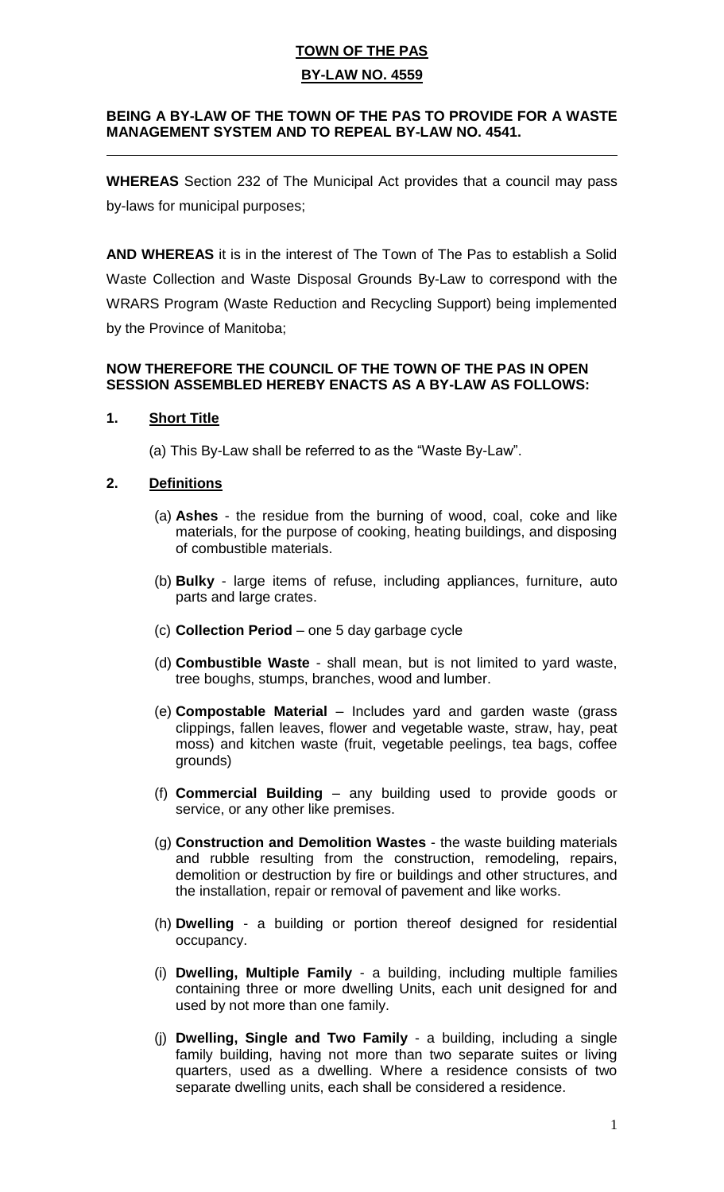# TOWN OF THE PAS

## BY-LAW NO. 4559

**BEING A BY-LAW OF THE TOWN OF THE PAS TO PROVIDE FOR A WASTE MANAGEMENT SYSTEM AND TO REPEAL BY-LAW NO. 4541.**

---

**WHEREAS** Section 232 of The Municipal Act provides that a council may pass by-laws for municipal purposes;

**AND WHEREAS** it is in the interest of The Town of The Pas to establish a Solid Waste Collection and Waste Disposal Grounds By-Law to correspond with the WRARS Program (Waste Reduction and Recycling Support) being implemented by the Province of Manitoba;

**NOW THEREFORE THE COUNCIL OF THE TOWN OF THE PAS IN OPEN SESSION ASSEMBLED HEREBY ENACTS AS A BY-LAW AS FOLLOWS:**

**1. Short Title**

(a) This By-Law shall be referred to as the "Waste By-Law".

**2. Definitions**

(a) **Ashes** - the residue from the burning of wood, coal, coke and like materials, for the purpose of cooking, heating buildings, and disposing of combustible materials.

(b) **Bulky** - large items of refuse, including appliances, furniture, auto parts and large crates.

(c) **Collection Period** – one 5 day garbage cycle

(d) **Combustible Waste** - shall mean, but is not limited to yard waste, tree boughs, stumps, branches, wood and lumber.

(e) **Compostable Material** – Includes yard and garden waste (grass clippings, fallen leaves, flower and vegetable waste, straw, hay, peat moss) and kitchen waste (fruit, vegetable peelings, tea bags, coffee grounds)

(f) **Commercial Building** – any building used to provide goods or service, or any other like premises.

(g) **Construction and Demolition Wastes** - the waste building materials and rubble resulting from the construction, remodeling, repairs, demolition or destruction by fire or buildings and other structures, and the installation, repair or removal of pavement and like works.

(h) **Dwelling** - a building or portion thereof designed for residential occupancy.

(i) **Dwelling, Multiple Family** - a building, including multiple families containing three or more dwelling Units, each unit designed for and used by not more than one family.

(j) **Dwelling, Single and Two Family** - a building, including a single family building, having not more than two separate suites or living quarters, used as a dwelling. Where a residence consists of two separate dwelling units, each shall be considered a residence.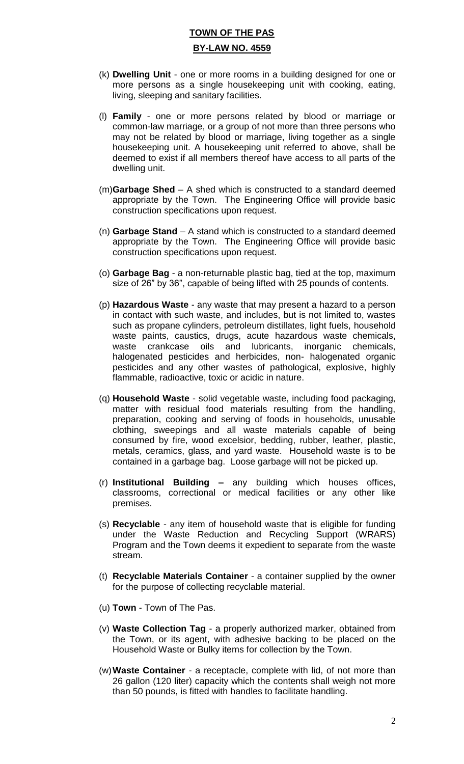**TOWN OF THE PAS**

**BY-LAW NO. 4559**

(k) **Dwelling Unit** - one or more rooms in a building designed for one or more persons as a single housekeeping unit with cooking, eating, living, sleeping and sanitary facilities.

(l) **Family** - one or more persons related by blood or marriage or common-law marriage, or a group of not more than three persons who may not be related by blood or marriage, living together as a single housekeeping unit. A housekeeping unit referred to above, shall be deemed to exist if all members thereof have access to all parts of the dwelling unit.

(m) **Garbage Shed** – A shed which is constructed to a standard deemed appropriate by the Town. The Engineering Office will provide basic construction specifications upon request.

(n) **Garbage Stand** – A stand which is constructed to a standard deemed appropriate by the Town. The Engineering Office will provide basic construction specifications upon request.

(o) **Garbage Bag** - a non-returnable plastic bag, tied at the top, maximum size of 26" by 36", capable of being lifted with 25 pounds of contents.

(p) **Hazardous Waste** - any waste that may present a hazard to a person in contact with such waste, and includes, but is not limited to, wastes such as propane cylinders, petroleum distillates, light fuels, household waste paints, caustics, drugs, acute hazardous waste chemicals, waste crankcase oils and lubricants, inorganic chemicals, halogenated pesticides and herbicides, non- halogenated organic pesticides and any other wastes of pathological, explosive, highly flammable, radioactive, toxic or acidic in nature.

(q) **Household Waste** - solid vegetable waste, including food packaging, matter with residual food materials resulting from the handling, preparation, cooking and serving of foods in households, unusable clothing, sweepings and all waste materials capable of being consumed by fire, wood excelsior, bedding, rubber, leather, plastic, metals, ceramics, glass, and yard waste. Household waste is to be contained in a garbage bag. Loose garbage will not be picked up.

(r) **Institutional Building –** any building which houses offices, classrooms, correctional or medical facilities or any other like premises.

(s) **Recyclable** - any item of household waste that is eligible for funding under the Waste Reduction and Recycling Support (WRARS) Program and the Town deems it expedient to separate from the waste stream.

(t) **Recyclable Materials Container** - a container supplied by the owner for the purpose of collecting recyclable material.

(u) **Town** - Town of The Pas.

(v) **Waste Collection Tag** - a properly authorized marker, obtained from the Town, or its agent, with adhesive backing to be placed on the Household Waste or Bulky items for collection by the Town.

(w) **Waste Container** - a receptacle, complete with lid, of not more than 26 gallon (120 liter) capacity which the contents shall weigh not more than 50 pounds, is fitted with handles to facilitate handling.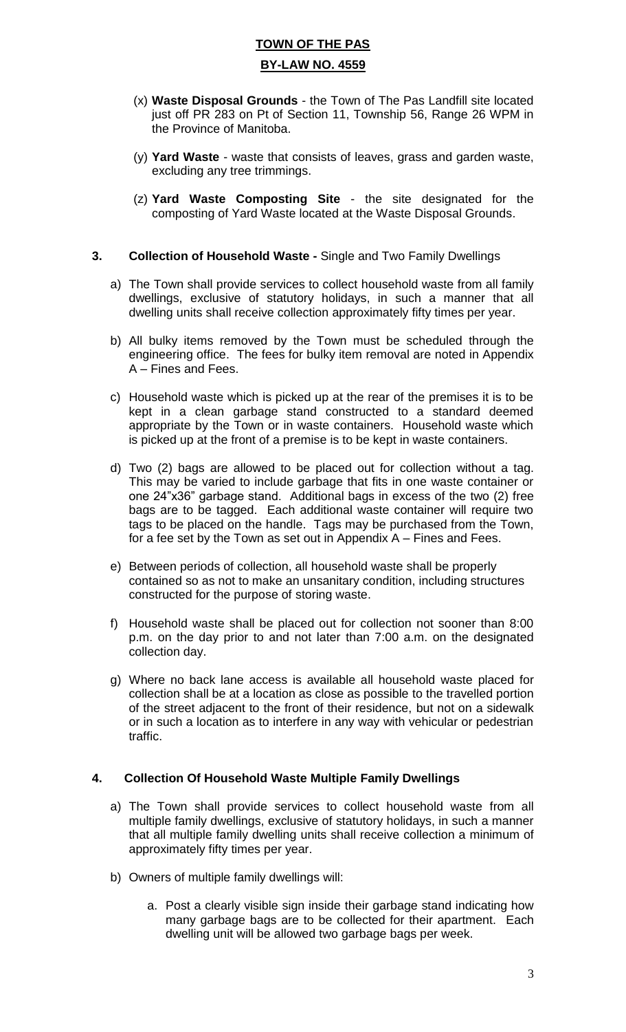(x) **Waste Disposal Grounds** - the Town of The Pas Landfill site located just off PR 283 on Pt of Section 11, Township 56, Range 26 WPM in the Province of Manitoba.

(y) **Yard Waste** - waste that consists of leaves, grass and garden waste, excluding any tree trimmings.

(z) **Yard Waste Composting Site** - the site designated for the composting of Yard Waste located at the Waste Disposal Grounds.

## 3. Collection of Household Waste - Single and Two Family Dwellings

a) The Town shall provide services to collect household waste from all family dwellings, exclusive of statutory holidays, in such a manner that all dwelling units shall receive collection approximately fifty times per year.

b) All bulky items removed by the Town must be scheduled through the engineering office. The fees for bulky item removal are noted in Appendix A – Fines and Fees.

c) Household waste which is picked up at the rear of the premises it is to be kept in a clean garbage stand constructed to a standard deemed appropriate by the Town or in waste containers. Household waste which is picked up at the front of a premise is to be kept in waste containers.

d) Two (2) bags are allowed to be placed out for collection without a tag. This may be varied to include garbage that fits in one waste container or one 24"x36" garbage stand. Additional bags in excess of the two (2) free bags are to be tagged. Each additional waste container will require two tags to be placed on the handle. Tags may be purchased from the Town, for a fee set by the Town as set out in Appendix A – Fines and Fees.

e) Between periods of collection, all household waste shall be properly contained so as not to make an unsanitary condition, including structures constructed for the purpose of storing waste.

f) Household waste shall be placed out for collection not sooner than 8:00 p.m. on the day prior to and not later than 7:00 a.m. on the designated collection day.

g) Where no back lane access is available all household waste placed for collection shall be at a location as close as possible to the travelled portion of the street adjacent to the front of their residence, but not on a sidewalk or in such a location as to interfere in any way with vehicular or pedestrian traffic.

## 4. Collection Of Household Waste Multiple Family Dwellings

a) The Town shall provide services to collect household waste from all multiple family dwellings, exclusive of statutory holidays, in such a manner that all multiple family dwelling units shall receive collection a minimum of approximately fifty times per year.

b) Owners of multiple family dwellings will:

   a. Post a clearly visible sign inside their garbage stand indicating how many garbage bags are to be collected for their apartment. Each dwelling unit will be allowed two garbage bags per week.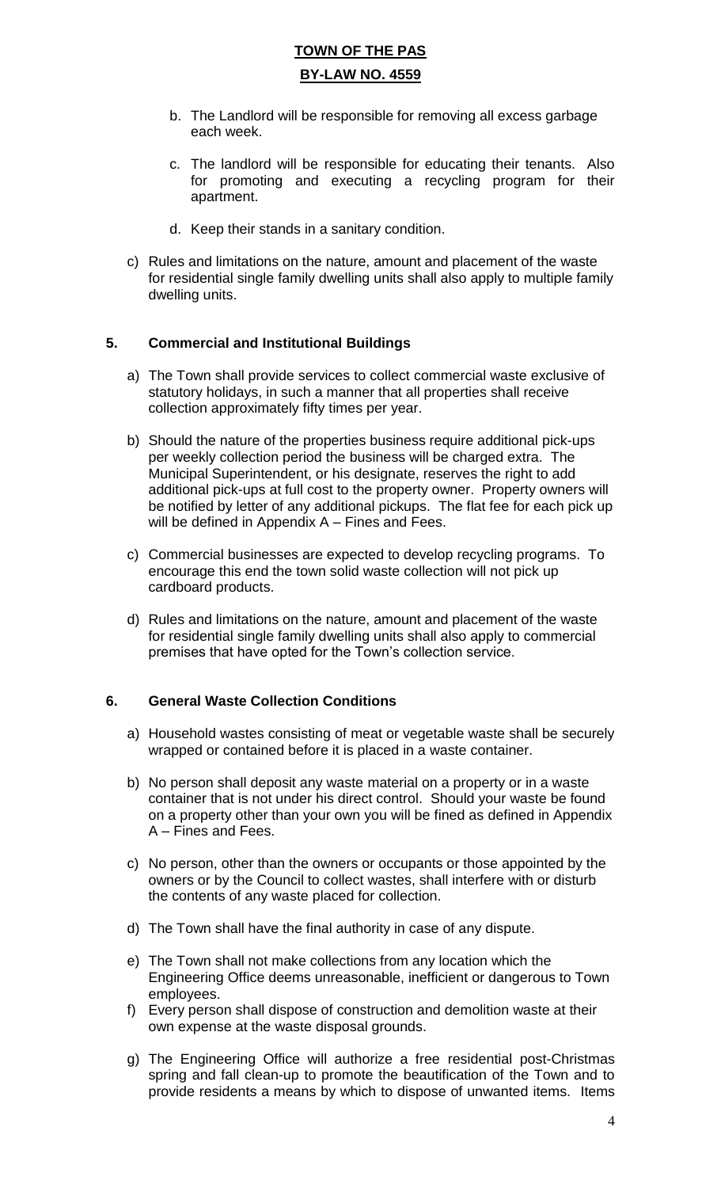b. The Landlord will be responsible for removing all excess garbage each week.

c. The landlord will be responsible for educating their tenants. Also for promoting and executing a recycling program for their apartment.

d. Keep their stands in a sanitary condition.

c) Rules and limitations on the nature, amount and placement of the waste for residential single family dwelling units shall also apply to multiple family dwelling units.

## 5. Commercial and Institutional Buildings

a) The Town shall provide services to collect commercial waste exclusive of statutory holidays, in such a manner that all properties shall receive collection approximately fifty times per year.

b) Should the nature of the properties business require additional pick-ups per weekly collection period the business will be charged extra. The Municipal Superintendent, or his designate, reserves the right to add additional pick-ups at full cost to the property owner. Property owners will be notified by letter of any additional pickups. The flat fee for each pick up will be defined in Appendix A – Fines and Fees.

c) Commercial businesses are expected to develop recycling programs. To encourage this end the town solid waste collection will not pick up cardboard products.

d) Rules and limitations on the nature, amount and placement of the waste for residential single family dwelling units shall also apply to commercial premises that have opted for the Town's collection service.

## 6. General Waste Collection Conditions

a) Household wastes consisting of meat or vegetable waste shall be securely wrapped or contained before it is placed in a waste container.

b) No person shall deposit any waste material on a property or in a waste container that is not under his direct control. Should your waste be found on a property other than your own you will be fined as defined in Appendix A – Fines and Fees.

c) No person, other than the owners or occupants or those appointed by the owners or by the Council to collect wastes, shall interfere with or disturb the contents of any waste placed for collection.

d) The Town shall have the final authority in case of any dispute.

e) The Town shall not make collections from any location which the Engineering Office deems unreasonable, inefficient or dangerous to Town employees.

f) Every person shall dispose of construction and demolition waste at their own expense at the waste disposal grounds.

g) The Engineering Office will authorize a free residential post-Christmas spring and fall clean-up to promote the beautification of the Town and to provide residents a means by which to dispose of unwanted items. Items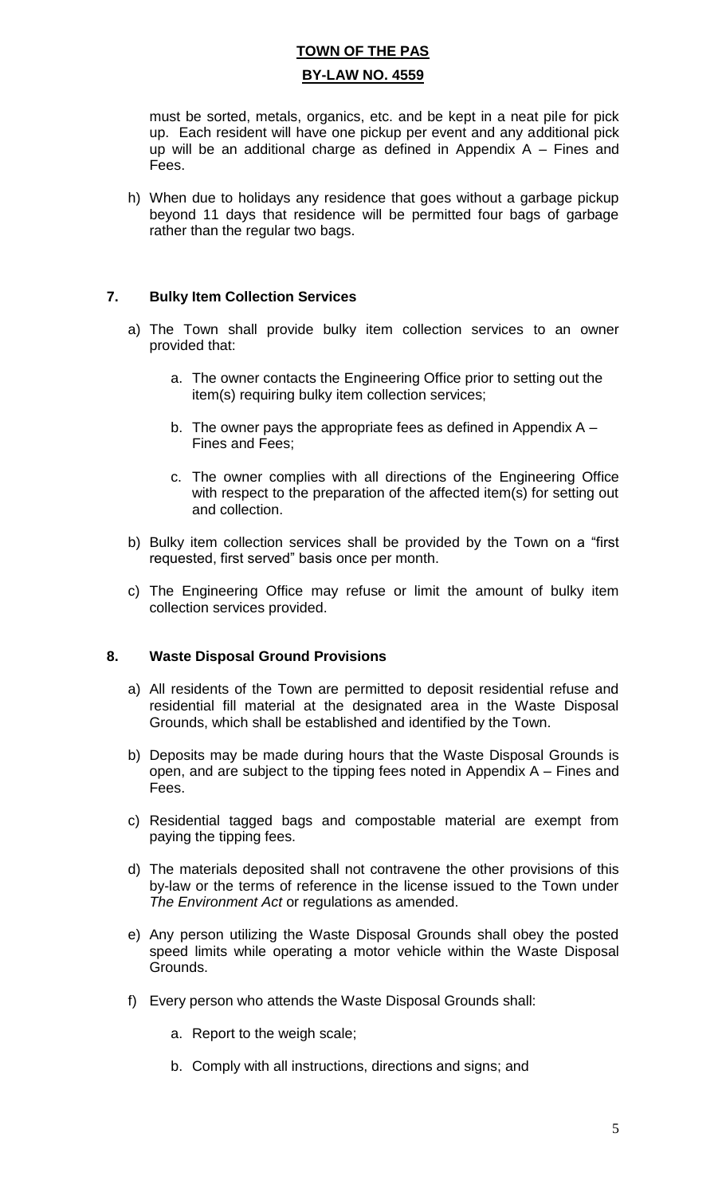must be sorted, metals, organics, etc. and be kept in a neat pile for pick up. Each resident will have one pickup per event and any additional pick up will be an additional charge as defined in Appendix A – Fines and Fees.

h) When due to holidays any residence that goes without a garbage pickup beyond 11 days that residence will be permitted four bags of garbage rather than the regular two bags.

## 7. Bulky Item Collection Services

a) The Town shall provide bulky item collection services to an owner provided that:

   a. The owner contacts the Engineering Office prior to setting out the item(s) requiring bulky item collection services;

   b. The owner pays the appropriate fees as defined in Appendix A – Fines and Fees;

   c. The owner complies with all directions of the Engineering Office with respect to the preparation of the affected item(s) for setting out and collection.

b) Bulky item collection services shall be provided by the Town on a "first requested, first served" basis once per month.

c) The Engineering Office may refuse or limit the amount of bulky item collection services provided.

## 8. Waste Disposal Ground Provisions

a) All residents of the Town are permitted to deposit residential refuse and residential fill material at the designated area in the Waste Disposal Grounds, which shall be established and identified by the Town.

b) Deposits may be made during hours that the Waste Disposal Grounds is open, and are subject to the tipping fees noted in Appendix A – Fines and Fees.

c) Residential tagged bags and compostable material are exempt from paying the tipping fees.

d) The materials deposited shall not contravene the other provisions of this by-law or the terms of reference in the license issued to the Town under *The Environment Act* or regulations as amended.

e) Any person utilizing the Waste Disposal Grounds shall obey the posted speed limits while operating a motor vehicle within the Waste Disposal Grounds.

f) Every person who attends the Waste Disposal Grounds shall:

   a. Report to the weigh scale;

   b. Comply with all instructions, directions and signs; and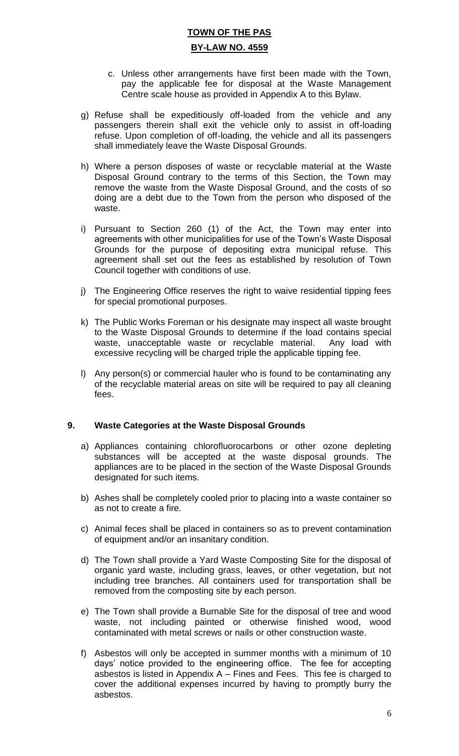c. Unless other arrangements have first been made with the Town, pay the applicable fee for disposal at the Waste Management Centre scale house as provided in Appendix A to this Bylaw.

g) Refuse shall be expeditiously off-loaded from the vehicle and any passengers therein shall exit the vehicle only to assist in off-loading refuse. Upon completion of off-loading, the vehicle and all its passengers shall immediately leave the Waste Disposal Grounds.

h) Where a person disposes of waste or recyclable material at the Waste Disposal Ground contrary to the terms of this Section, the Town may remove the waste from the Waste Disposal Ground, and the costs of so doing are a debt due to the Town from the person who disposed of the waste.

i) Pursuant to Section 260 (1) of the Act, the Town may enter into agreements with other municipalities for use of the Town's Waste Disposal Grounds for the purpose of depositing extra municipal refuse. This agreement shall set out the fees as established by resolution of Town Council together with conditions of use.

j) The Engineering Office reserves the right to waive residential tipping fees for special promotional purposes.

k) The Public Works Foreman or his designate may inspect all waste brought to the Waste Disposal Grounds to determine if the load contains special waste, unacceptable waste or recyclable material. Any load with excessive recycling will be charged triple the applicable tipping fee.

l) Any person(s) or commercial hauler who is found to be contaminating any of the recyclable material areas on site will be required to pay all cleaning fees.

## 9. Waste Categories at the Waste Disposal Grounds

a) Appliances containing chlorofluorocarbons or other ozone depleting substances will be accepted at the waste disposal grounds. The appliances are to be placed in the section of the Waste Disposal Grounds designated for such items.

b) Ashes shall be completely cooled prior to placing into a waste container so as not to create a fire.

c) Animal feces shall be placed in containers so as to prevent contamination of equipment and/or an insanitary condition.

d) The Town shall provide a Yard Waste Composting Site for the disposal of organic yard waste, including grass, leaves, or other vegetation, but not including tree branches. All containers used for transportation shall be removed from the composting site by each person.

e) The Town shall provide a Burnable Site for the disposal of tree and wood waste, not including painted or otherwise finished wood, wood contaminated with metal screws or nails or other construction waste.

f) Asbestos will only be accepted in summer months with a minimum of 10 days' notice provided to the engineering office. The fee for accepting asbestos is listed in Appendix A – Fines and Fees. This fee is charged to cover the additional expenses incurred by having to promptly burry the asbestos.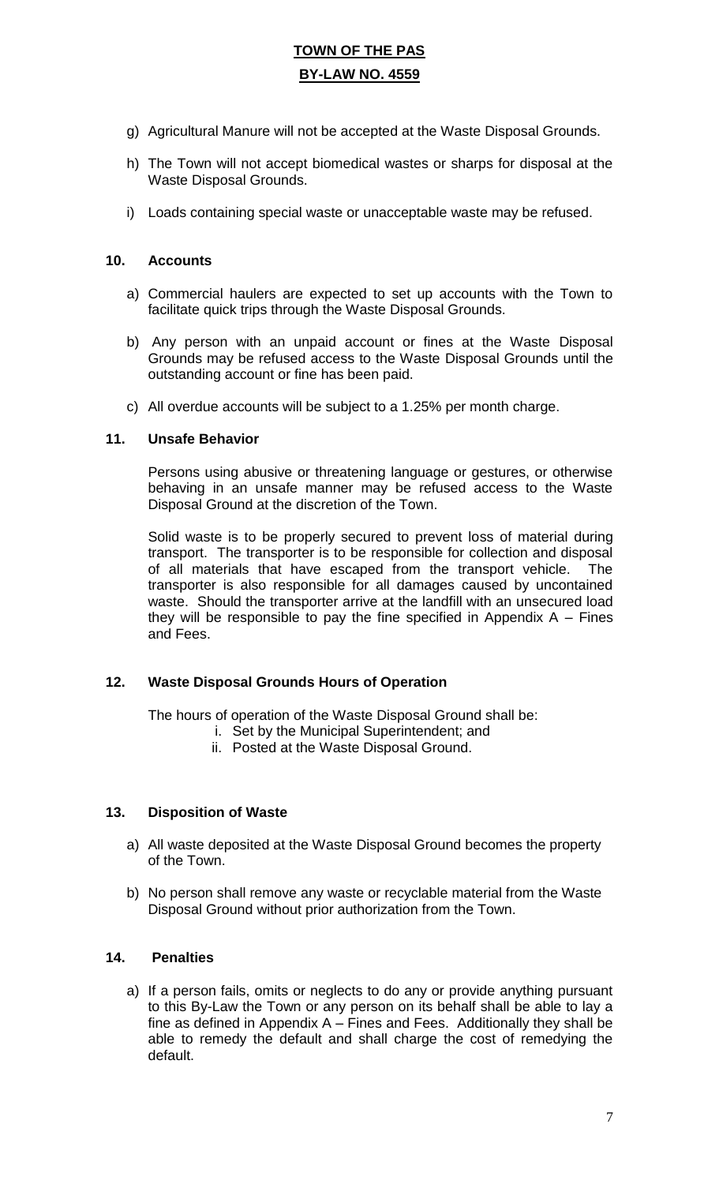g) Agricultural Manure will not be accepted at the Waste Disposal Grounds.

h) The Town will not accept biomedical wastes or sharps for disposal at the Waste Disposal Grounds.

i) Loads containing special waste or unacceptable waste may be refused.

### 10. Accounts

a) Commercial haulers are expected to set up accounts with the Town to facilitate quick trips through the Waste Disposal Grounds.

b) Any person with an unpaid account or fines at the Waste Disposal Grounds may be refused access to the Waste Disposal Grounds until the outstanding account or fine has been paid.

c) All overdue accounts will be subject to a 1.25% per month charge.

### 11. Unsafe Behavior

Persons using abusive or threatening language or gestures, or otherwise behaving in an unsafe manner may be refused access to the Waste Disposal Ground at the discretion of the Town.

Solid waste is to be properly secured to prevent loss of material during transport. The transporter is to be responsible for collection and disposal of all materials that have escaped from the transport vehicle. The transporter is also responsible for all damages caused by uncontained waste. Should the transporter arrive at the landfill with an unsecured load they will be responsible to pay the fine specified in Appendix A – Fines and Fees.

### 12. Waste Disposal Grounds Hours of Operation

The hours of operation of the Waste Disposal Ground shall be:

i. Set by the Municipal Superintendent; and
ii. Posted at the Waste Disposal Ground.

### 13. Disposition of Waste

a) All waste deposited at the Waste Disposal Ground becomes the property of the Town.

b) No person shall remove any waste or recyclable material from the Waste Disposal Ground without prior authorization from the Town.

### 14. Penalties

a) If a person fails, omits or neglects to do any or provide anything pursuant to this By-Law the Town or any person on its behalf shall be able to lay a fine as defined in Appendix A – Fines and Fees. Additionally they shall be able to remedy the default and shall charge the cost of remedying the default.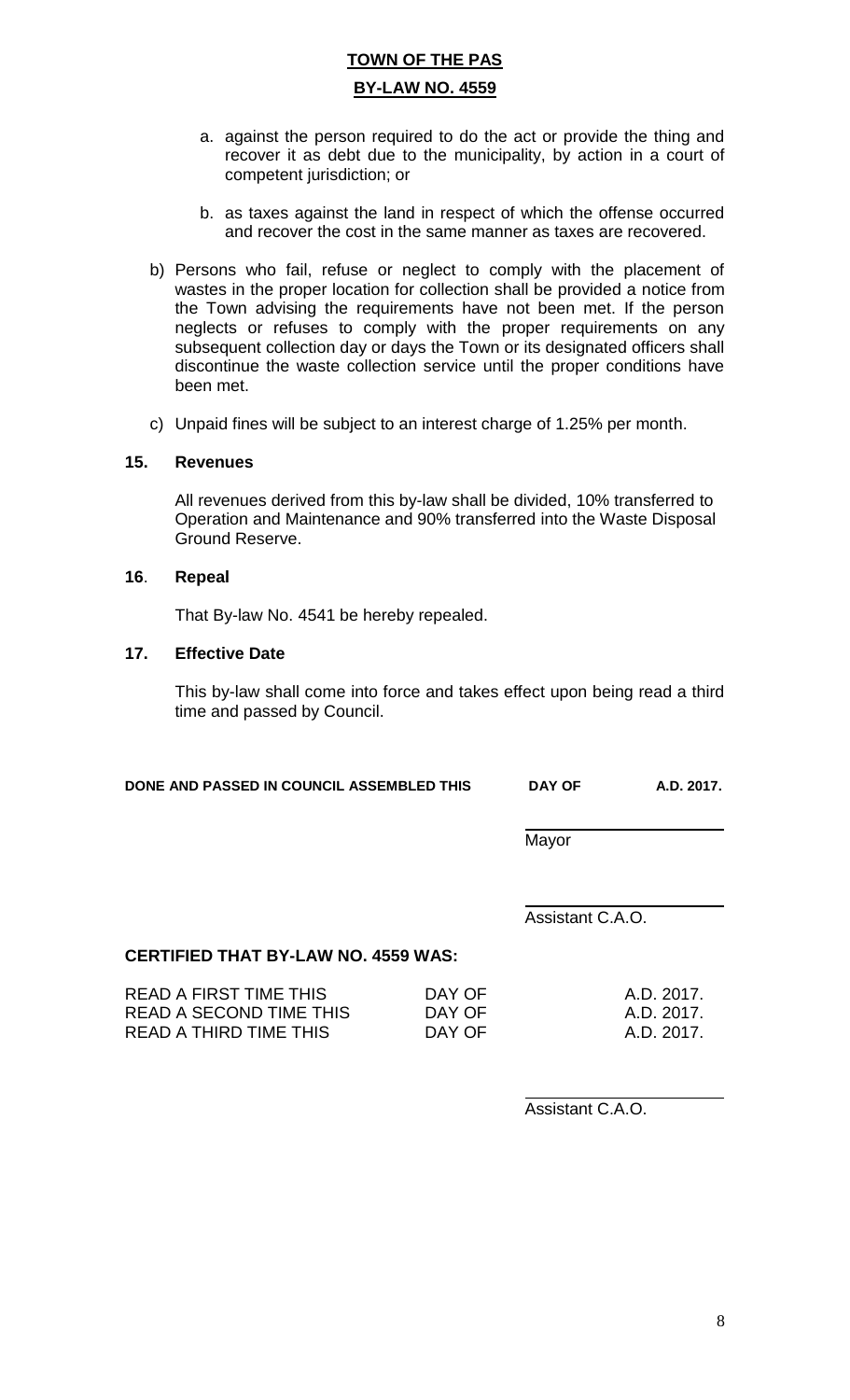a. against the person required to do the act or provide the thing and recover it as debt due to the municipality, by action in a court of competent jurisdiction; or

b. as taxes against the land in respect of which the offense occurred and recover the cost in the same manner as taxes are recovered.

b) Persons who fail, refuse or neglect to comply with the placement of wastes in the proper location for collection shall be provided a notice from the Town advising the requirements have not been met. If the person neglects or refuses to comply with the proper requirements on any subsequent collection day or days the Town or its designated officers shall discontinue the waste collection service until the proper conditions have been met.

c) Unpaid fines will be subject to an interest charge of 1.25% per month.

**15. Revenues**

All revenues derived from this by-law shall be divided, 10% transferred to Operation and Maintenance and 90% transferred into the Waste Disposal Ground Reserve.

**16. Repeal**

That By-law No. 4541 be hereby repealed.

**17. Effective Date**

This by-law shall come into force and takes effect upon being read a third time and passed by Council.

**DONE AND PASSED IN COUNCIL ASSEMBLED THIS DAY OF A.D. 2017.**

Mayor

Assistant C.A.O.

**CERTIFIED THAT BY-LAW NO. 4559 WAS:**

| | | |
|---|---|---|
| READ A FIRST TIME THIS | DAY OF | A.D. 2017. |
| READ A SECOND TIME THIS | DAY OF | A.D. 2017. |
| READ A THIRD TIME THIS | DAY OF | A.D. 2017. |

Assistant C.A.O.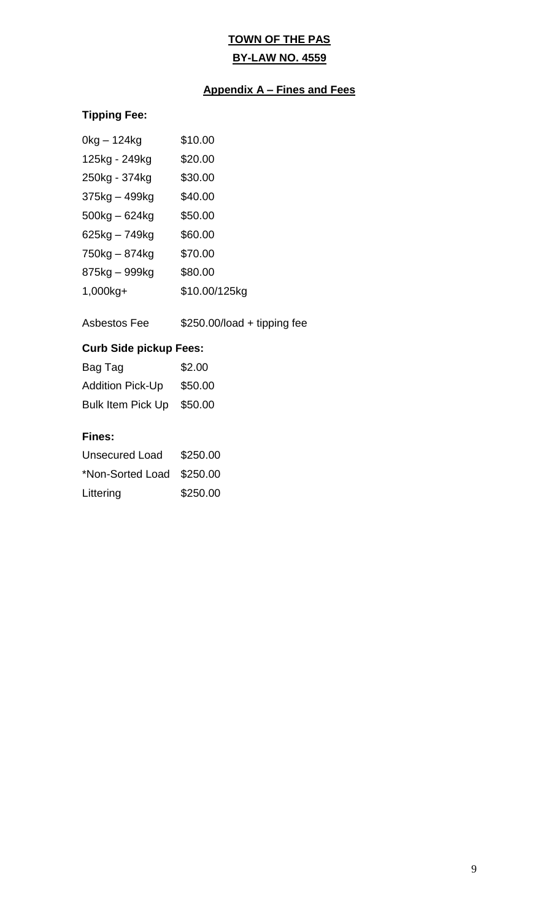# TOWN OF THE PAS

## BY-LAW NO. 4559

### Appendix A – Fines and Fees

**Tipping Fee:**

| | |
|---|---|
| 0kg – 124kg | $10.00 |
| 125kg - 249kg | $20.00 |
| 250kg - 374kg | $30.00 |
| 375kg – 499kg | $40.00 |
| 500kg – 624kg | $50.00 |
| 625kg – 749kg | $60.00 |
| 750kg – 874kg | $70.00 |
| 875kg – 999kg | $80.00 |
| 1,000kg+ | $10.00/125kg |
| Asbestos Fee | $250.00/load + tipping fee |

**Curb Side pickup Fees:**

| | |
|---|---|
| Bag Tag | $2.00 |
| Addition Pick-Up | $50.00 |
| Bulk Item Pick Up | $50.00 |

**Fines:**

| | |
|---|---|
| Unsecured Load | $250.00 |
| *Non-Sorted Load | $250.00 |
| Littering | $250.00 |